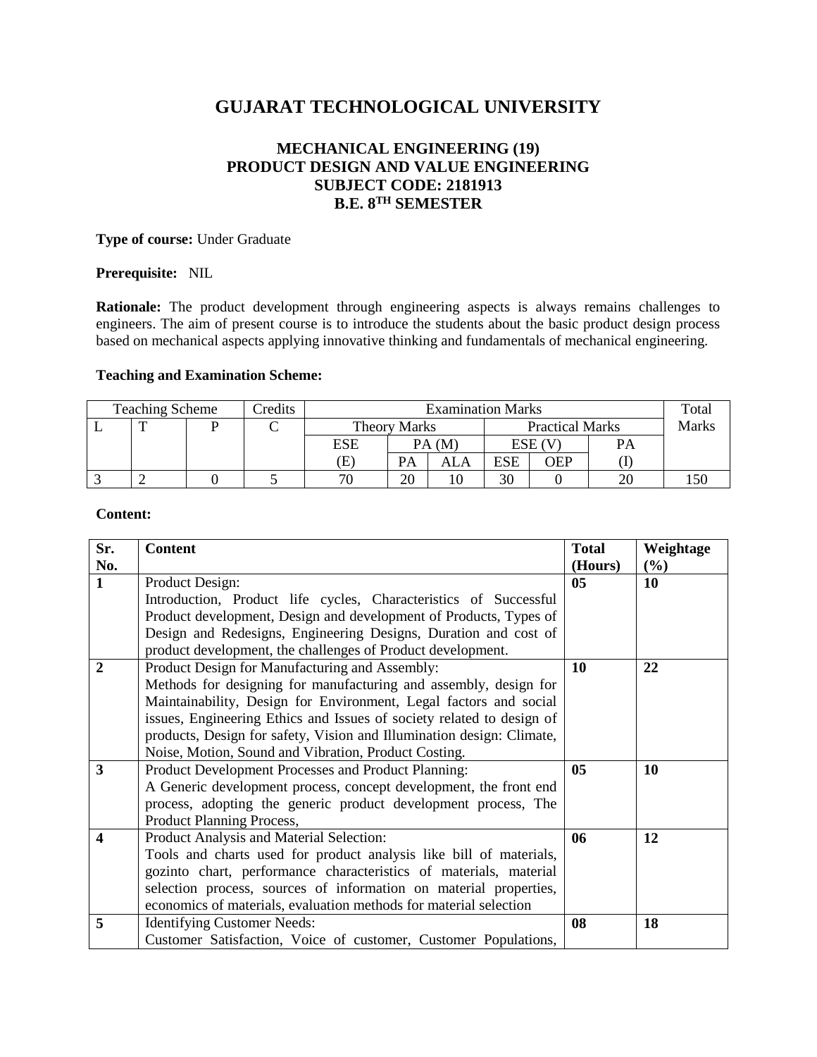# GUJARAT TECHNOLOGICAL UNIVERSITY

## MECHANICAL ENGINEERING (19)
## PRODUCT DESIGN AND VALUE ENGINEERING
## SUBJECT CODE: 2181913
## B.E. 8$^{TH}$ SEMESTER

**Type of course:** Under Graduate

**Prerequisite:** NIL

**Rationale:** The product development through engineering aspects is always remains challenges to engineers. The aim of present course is to introduce the students about the basic product design process based on mechanical aspects applying innovative thinking and fundamentals of mechanical engineering.

**Teaching and Examination Scheme:**

| Teaching Scheme | | | Credits | Examination Marks | | | | | | Total Marks |
|---|---|---|---|---|---|---|---|---|---|---|
| L | T | P | C | Theory Marks | | | Practical Marks | | | |
| | | | | ESE (E) | PA (M) | | ESE (V) | | PA (I) | |
| | | | | | PA | ALA | ESE | OEP | | |
| 3 | 2 | 0 | 5 | 70 | 20 | 10 | 30 | 0 | 20 | 150 |

**Content:**

| Sr. No. | Content | Total (Hours) | Weightage (%) |
|---|---|---|---|
| 1 | Product Design:<br>Introduction, Product life cycles, Characteristics of Successful Product development, Design and development of Products, Types of Design and Redesigns, Engineering Designs, Duration and cost of product development, the challenges of Product development. | 05 | 10 |
| 2 | Product Design for Manufacturing and Assembly:<br>Methods for designing for manufacturing and assembly, design for Maintainability, Design for Environment, Legal factors and social issues, Engineering Ethics and Issues of society related to design of products, Design for safety, Vision and Illumination design: Climate, Noise, Motion, Sound and Vibration, Product Costing. | 10 | 22 |
| 3 | Product Development Processes and Product Planning:<br>A Generic development process, concept development, the front end process, adopting the generic product development process, The Product Planning Process, | 05 | 10 |
| 4 | Product Analysis and Material Selection:<br>Tools and charts used for product analysis like bill of materials, gozinto chart, performance characteristics of materials, material selection process, sources of information on material properties, economics of materials, evaluation methods for material selection | 06 | 12 |
| 5 | Identifying Customer Needs:<br>Customer Satisfaction, Voice of customer, Customer Populations, | 08 | 18 |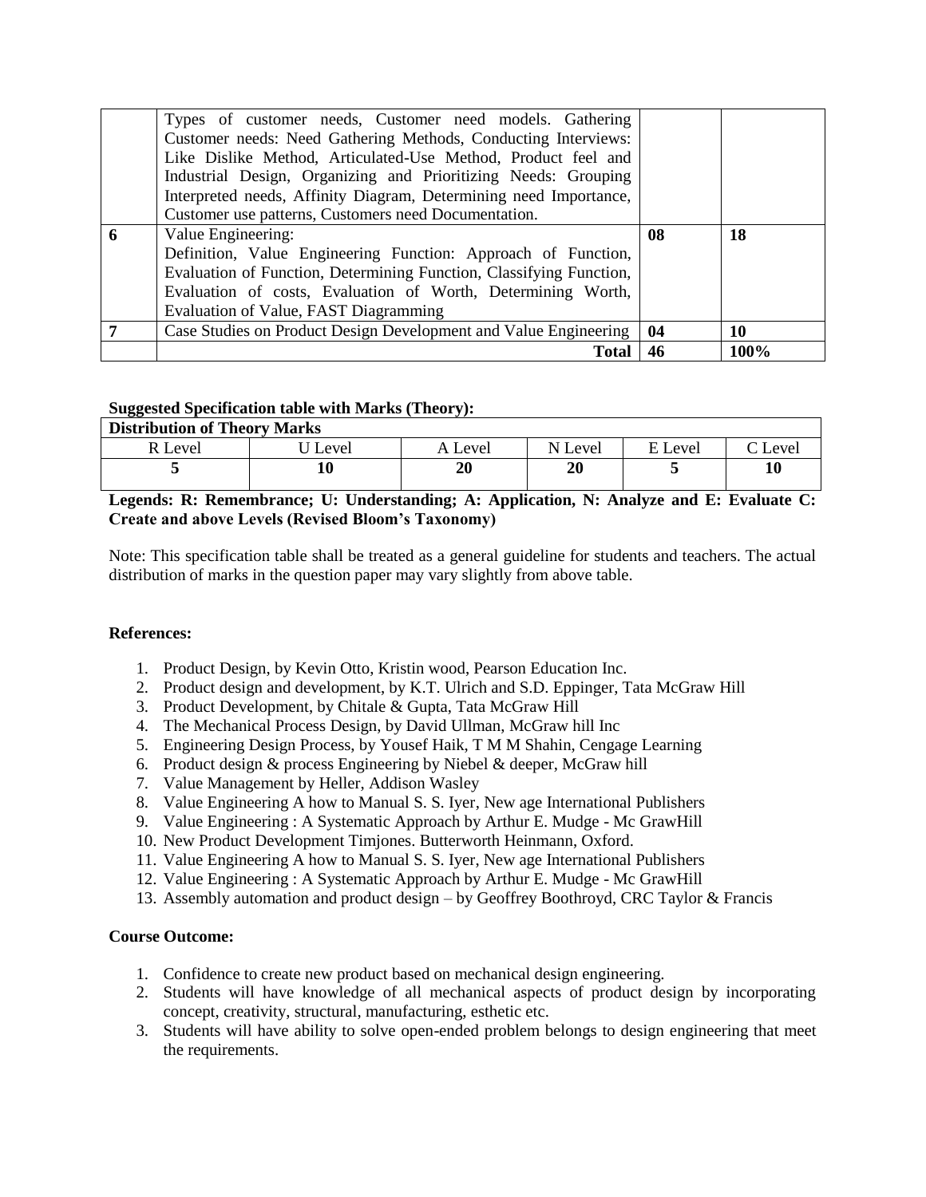| | | | |
|---|---|---|---|
| | Types of customer needs, Customer need models. Gathering Customer needs: Need Gathering Methods, Conducting Interviews: Like Dislike Method, Articulated-Use Method, Product feel and Industrial Design, Organizing and Prioritizing Needs: Grouping Interpreted needs, Affinity Diagram, Determining need Importance, Customer use patterns, Customers need Documentation. | | |
| **6** | Value Engineering:<br>Definition, Value Engineering Function: Approach of Function, Evaluation of Function, Determining Function, Classifying Function, Evaluation of costs, Evaluation of Worth, Determining Worth, Evaluation of Value, FAST Diagramming | **08** | **18** |
| **7** | Case Studies on Product Design Development and Value Engineering | **04** | **10** |
| | **Total** | **46** | **100%** |

**Suggested Specification table with Marks (Theory):**

| **Distribution of Theory Marks** | | | | | |
|---|---|---|---|---|---|
| R Level | U Level | A Level | N Level | E Level | C Level |
| **5** | **10** | **20** | **20** | **5** | **10** |

**Legends: R: Remembrance; U: Understanding; A: Application, N: Analyze and E: Evaluate C: Create and above Levels (Revised Bloom's Taxonomy)**

Note: This specification table shall be treated as a general guideline for students and teachers. The actual distribution of marks in the question paper may vary slightly from above table.

**References:**

1. Product Design, by Kevin Otto, Kristin wood, Pearson Education Inc.
2. Product design and development, by K.T. Ulrich and S.D. Eppinger, Tata McGraw Hill
3. Product Development, by Chitale & Gupta, Tata McGraw Hill
4. The Mechanical Process Design, by David Ullman, McGraw hill Inc
5. Engineering Design Process, by Yousef Haik, T M M Shahin, Cengage Learning
6. Product design & process Engineering by Niebel & deeper, McGraw hill
7. Value Management by Heller, Addison Wasley
8. Value Engineering A how to Manual S. S. Iyer, New age International Publishers
9. Value Engineering : A Systematic Approach by Arthur E. Mudge - Mc GrawHill
10. New Product Development Timjones. Butterworth Heinmann, Oxford.
11. Value Engineering A how to Manual S. S. Iyer, New age International Publishers
12. Value Engineering : A Systematic Approach by Arthur E. Mudge - Mc GrawHill
13. Assembly automation and product design – by Geoffrey Boothroyd, CRC Taylor & Francis

**Course Outcome:**

1. Confidence to create new product based on mechanical design engineering.
2. Students will have knowledge of all mechanical aspects of product design by incorporating concept, creativity, structural, manufacturing, esthetic etc.
3. Students will have ability to solve open-ended problem belongs to design engineering that meet the requirements.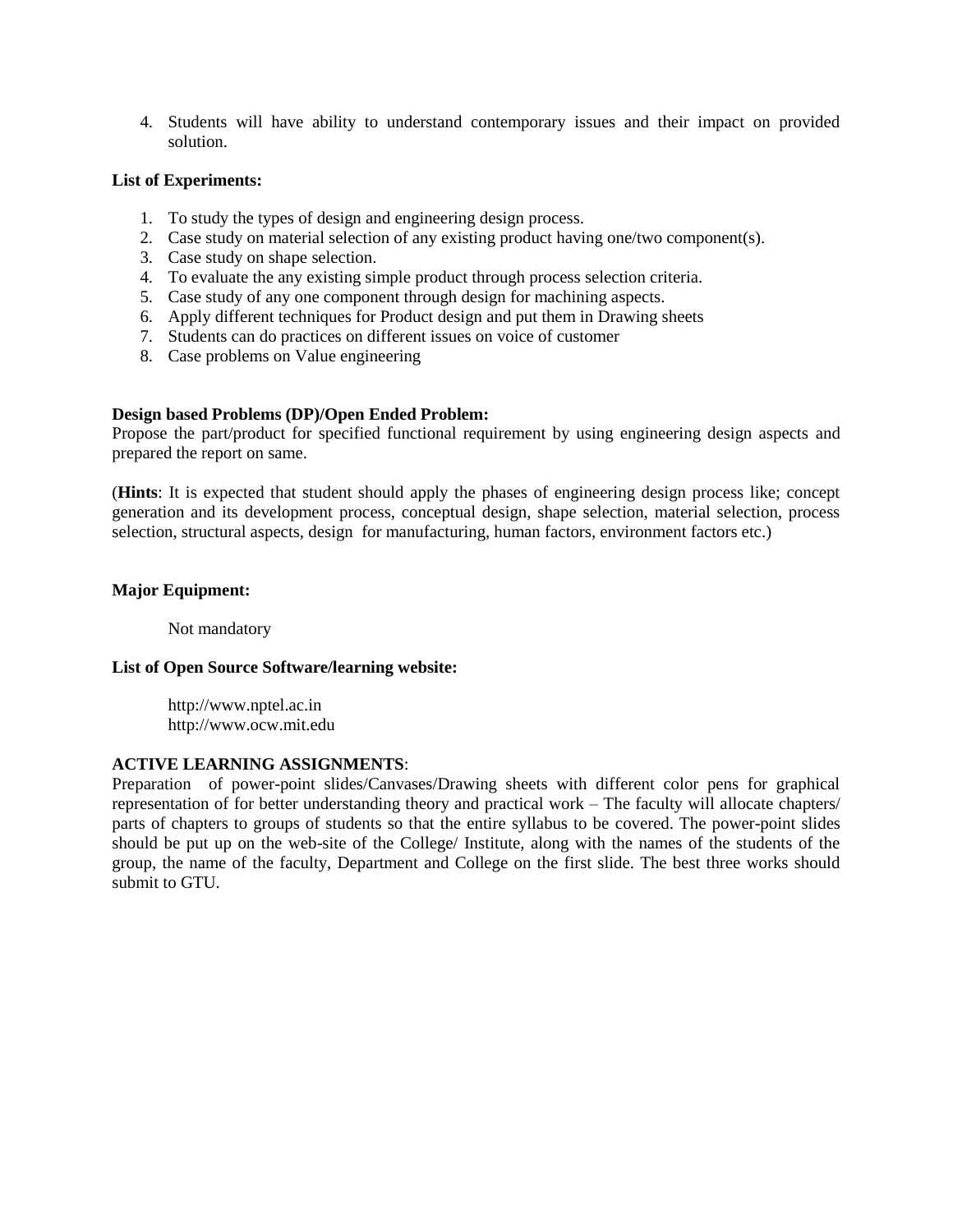4. Students will have ability to understand contemporary issues and their impact on provided solution.

**List of Experiments:**

1. To study the types of design and engineering design process.
2. Case study on material selection of any existing product having one/two component(s).
3. Case study on shape selection.
4. To evaluate the any existing simple product through process selection criteria.
5. Case study of any one component through design for machining aspects.
6. Apply different techniques for Product design and put them in Drawing sheets
7. Students can do practices on different issues on voice of customer
8. Case problems on Value engineering

**Design based Problems (DP)/Open Ended Problem:**

Propose the part/product for specified functional requirement by using engineering design aspects and prepared the report on same.

(**Hints**: It is expected that student should apply the phases of engineering design process like; concept generation and its development process, conceptual design, shape selection, material selection, process selection, structural aspects, design for manufacturing, human factors, environment factors etc.)

**Major Equipment:**

Not mandatory

**List of Open Source Software/learning website:**

http://www.nptel.ac.in
http://www.ocw.mit.edu

**ACTIVE LEARNING ASSIGNMENTS**:

Preparation of power-point slides/Canvases/Drawing sheets with different color pens for graphical representation of for better understanding theory and practical work – The faculty will allocate chapters/ parts of chapters to groups of students so that the entire syllabus to be covered. The power-point slides should be put up on the web-site of the College/ Institute, along with the names of the students of the group, the name of the faculty, Department and College on the first slide. The best three works should submit to GTU.